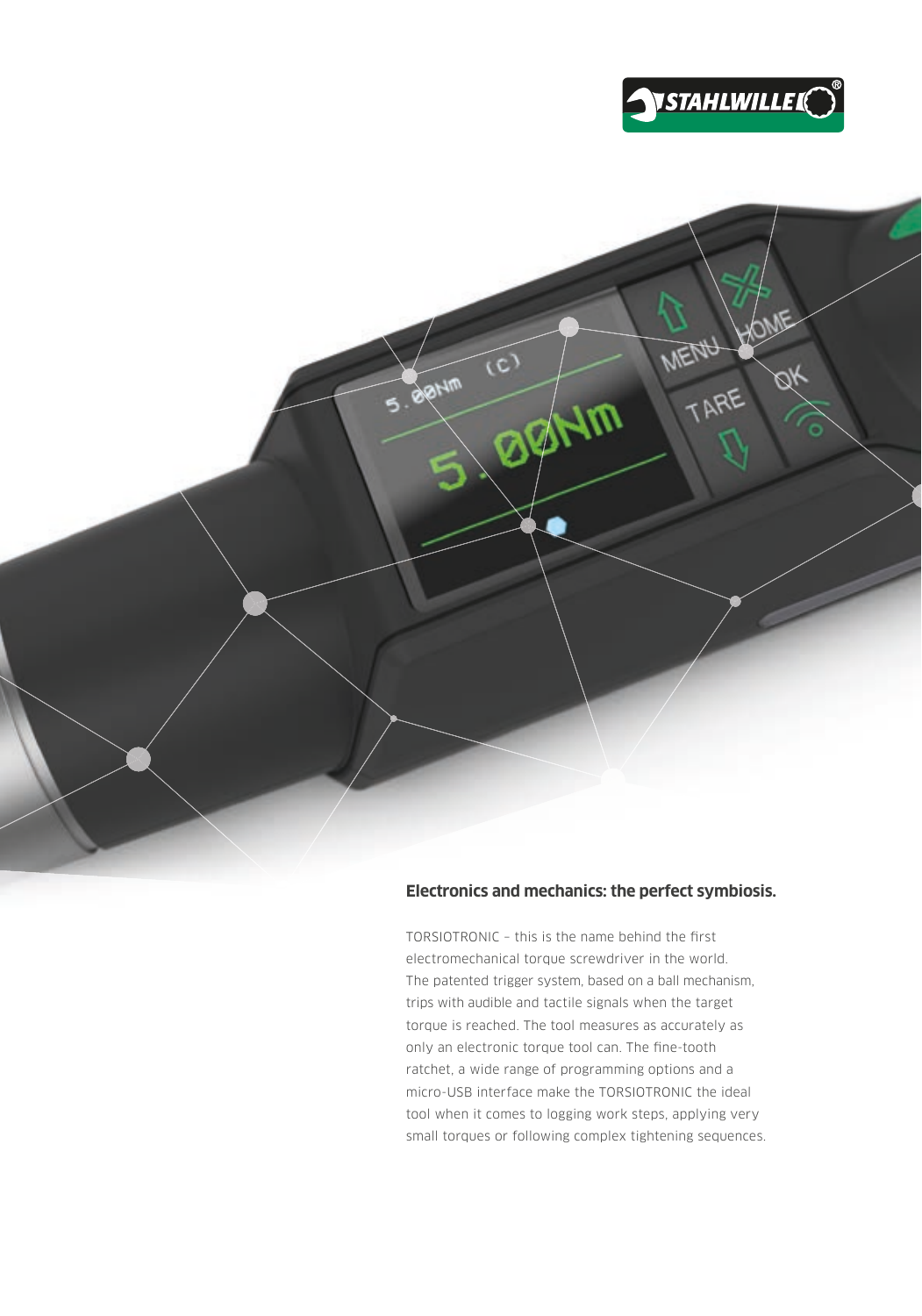## Electronics and mechanics: the perfect symbiosis.

TORSIOTRONIC – this is the name behind the first electromechanical torque screwdriver in the world. The patented trigger system, based on a ball mechanism, trips with audible and tactile signals when the target torque is reached. The tool measures as accurately as only an electronic torque tool can. The fine-tooth ratchet, a wide range of programming options and a micro-USB interface make the TORSIOTRONIC the ideal tool when it comes to logging work steps, applying very small torques or following complex tightening sequences.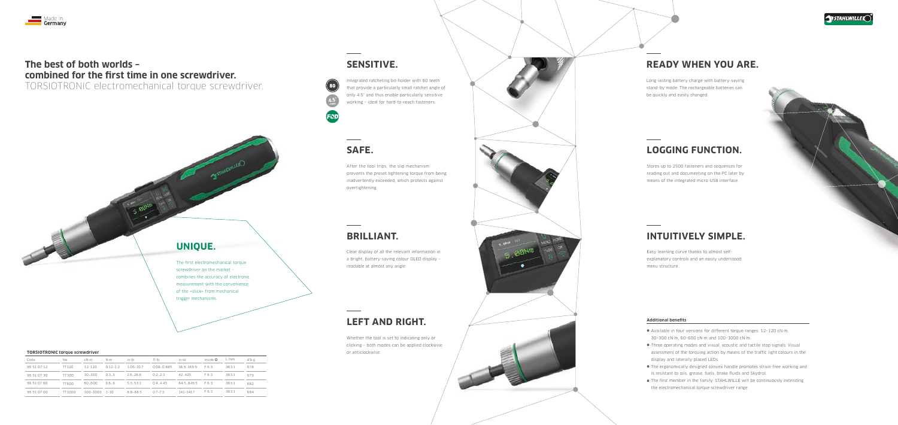## The best of both worlds – combined for the first time in one screwdriver.

TORSIOTRONIC electromechanical torque screwdriver.

## UNIQUE.

The first electromechanical torque screwdriver on the market – combines the accuracy of electronic measurement with the convenience of the »click« from mechanical trigger mechanisms.

**TORSIOTRONIC torque screwdriver**

| Code | No. | cN·m | N·m | in·lb | ft·lb | in·oz | inside | L mm | g |
|---|---|---|---|---|---|---|---|---|---|
| 96 51 07 12 | TT120 | 12–120 | 0.12–1.2 | 1.06–10.7 | 0.08–0.885 | 16.9–169.9 | F 6.3 | 363.1 | 678 |
| 96 51 07 30 | TT300 | 30...300 | 0.3...3 | 2.6...26.6 | 0.2...2.3 | 42...425 | F 6.3 | 363.1 | 679 |
| 96 51 07 60 | TT600 | 60...600 | 0.6...6 | 5.3...53.1 | 0.4...4.45 | 84.5...849.5 | F 6.3 | 363.1 | 682 |
| 96 51 07 00 | TT1000 | 100–1000 | 1–10 | 8.8–88.5 | 0.7–7.3 | 141–1417 | F 6.3 | 363.1 | 684 |

## SENSITIVE.

80

4.5°

Integrated ratcheting bit-holder with 80 teeth that provide a particularly small ratchet angle of only 4.5° and thus enable particularly sensitive working – ideal for hard-to-reach fasteners.

## SAFE.

After the tool trips, the slip mechanism prevents the preset tightening torque from being inadvertently exceeded, which protects against overtightening.

## BRILLIANT.

Clear display of all the relevant information in a bright, battery-saving colour OLED display – readable at almost any angle.

## LEFT AND RIGHT.

Whether the tool is set to indicating only or clicking – both modes can be applied clockwise or anticlockwise.

## READY WHEN YOU ARE.

Long-lasting battery charge with battery-saving stand-by mode. The rechargeable batteries can be quickly and easily changed.

## LOGGING FUNCTION.

Stores up to 2500 fasteners and sequences for reading out and documenting on the PC later by means of the integrated micro-USB interface.

## INTUITIVELY SIMPLE.

Easy learning curve thanks to almost self-explanatory controls and an easily understood menu structure.

**Additional benefits**

- Available in four versions for different torque ranges: 12–120 cN·m, 30–300 cN·m, 60–600 cN·m and 100–1000 cN·m.
- Three operating modes and visual, acoustic and tactile stop signals. Visual assessment of the torquing action by means of the traffic light colours in the display and laterally placed LEDs.
- The ergonomically designed convex handle promotes strain-free working and is resistant to oils, grease, fuels, brake fluids and Skydrol.
- The first member in the family: STAHLWILLE will be continuously extending the electromechanical torque screwdriver range.